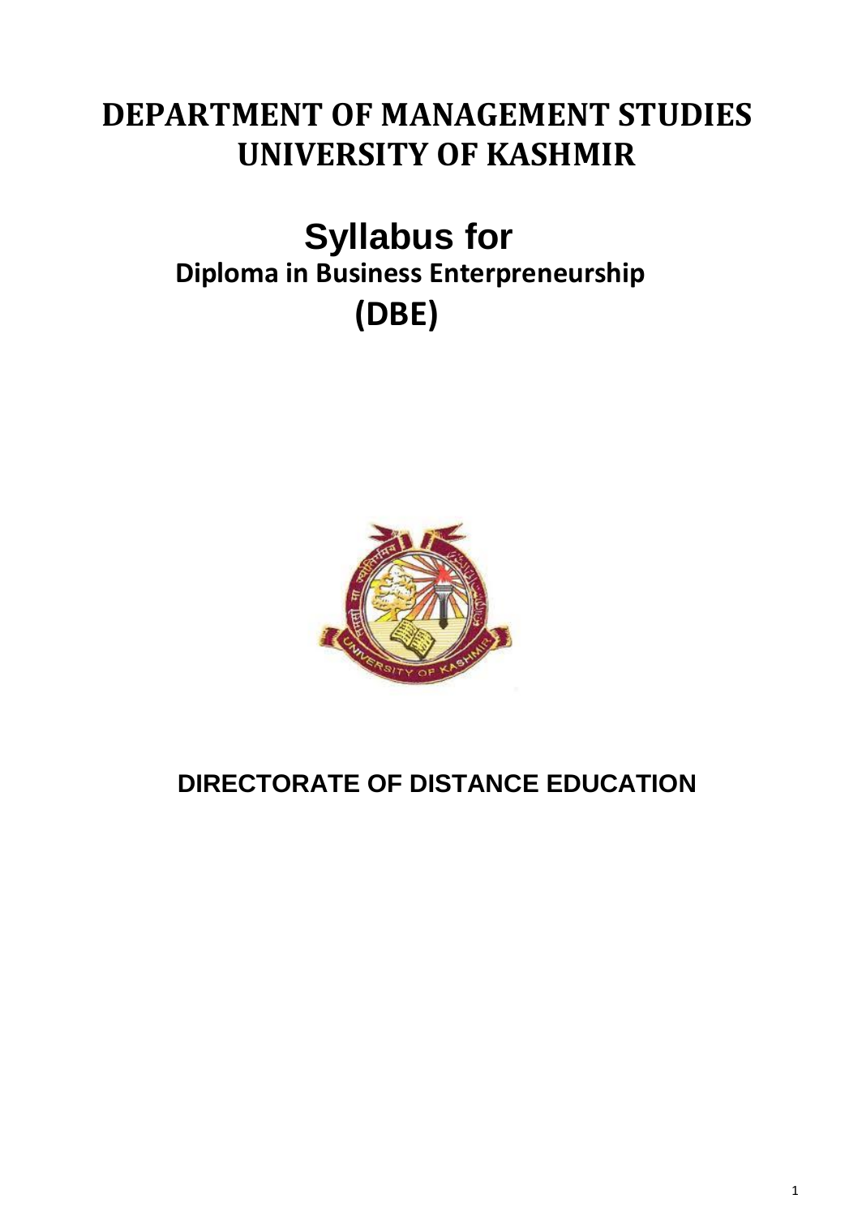# DEPARTMENT OF MANAGEMENT STUDIES
# UNIVERSITY OF KASHMIR

## Syllabus for
### Diploma in Business Enterpreneurship
### (DBE)

**DIRECTORATE OF DISTANCE EDUCATION**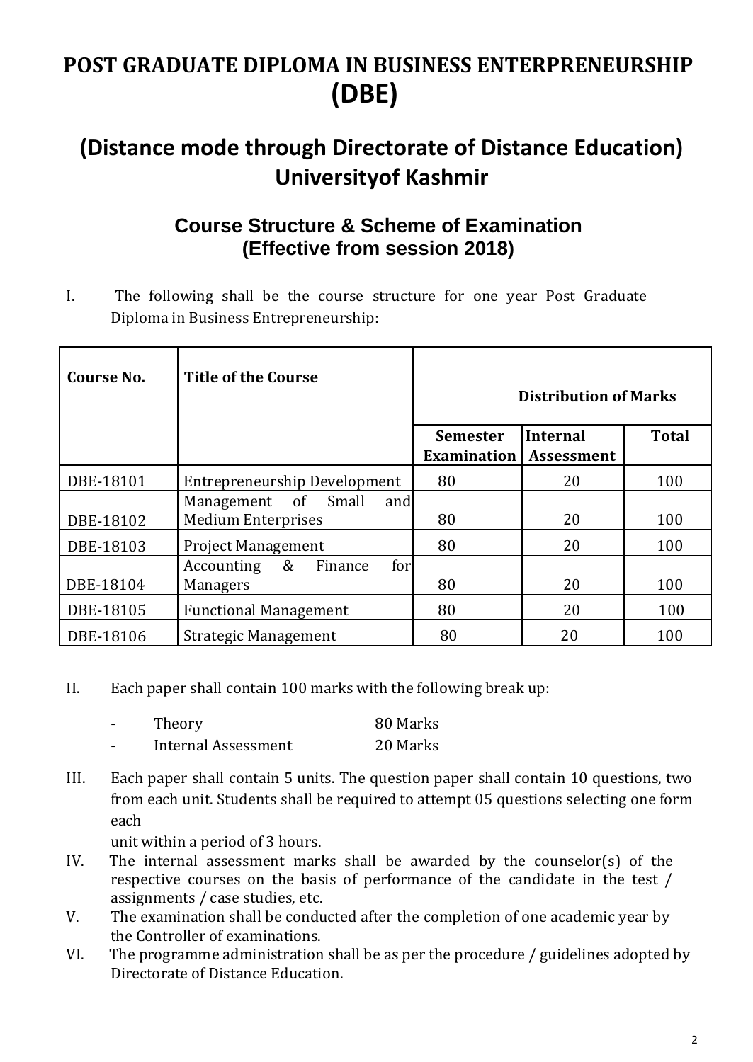# POST GRADUATE DIPLOMA IN BUSINESS ENTERPRENEURSHIP (DBE)

## (Distance mode through Directorate of Distance Education) Universityof Kashmir

### Course Structure & Scheme of Examination (Effective from session 2018)

I. The following shall be the course structure for one year Post Graduate Diploma in Business Entrepreneurship:

| Course No. | Title of the Course | Distribution of Marks | | |
|---|---|---|---|---|
| | | Semester Examination | Internal Assessment | Total |
| DBE-18101 | Entrepreneurship Development | 80 | 20 | 100 |
| DBE-18102 | Management of Small and Medium Enterprises | 80 | 20 | 100 |
| DBE-18103 | Project Management | 80 | 20 | 100 |
| DBE-18104 | Accounting & Finance for Managers | 80 | 20 | 100 |
| DBE-18105 | Functional Management | 80 | 20 | 100 |
| DBE-18106 | Strategic Management | 80 | 20 | 100 |

II. Each paper shall contain 100 marks with the following break up:

- Theory 80 Marks
- Internal Assessment 20 Marks

III. Each paper shall contain 5 units. The question paper shall contain 10 questions, two from each unit. Students shall be required to attempt 05 questions selecting one form each unit within a period of 3 hours.

IV. The internal assessment marks shall be awarded by the counselor(s) of the respective courses on the basis of performance of the candidate in the test / assignments / case studies, etc.

V. The examination shall be conducted after the completion of one academic year by the Controller of examinations.

VI. The programme administration shall be as per the procedure / guidelines adopted by Directorate of Distance Education.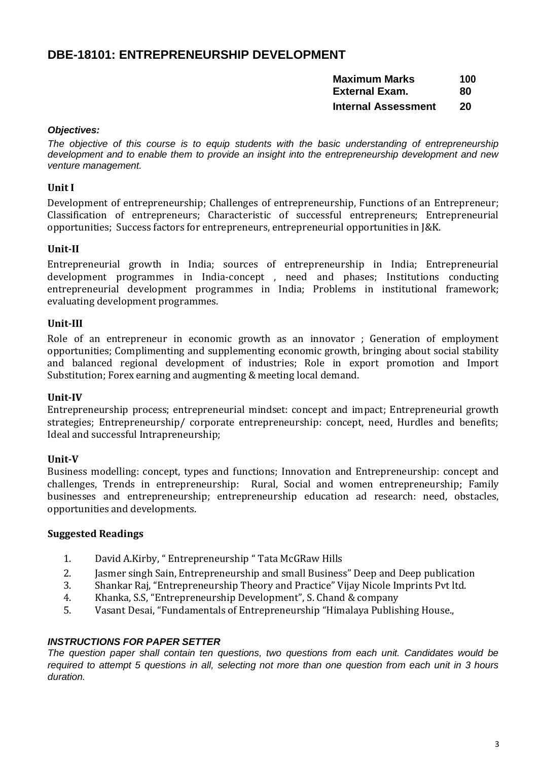## DBE-18101: ENTREPRENEURSHIP DEVELOPMENT

| | |
|---|---|
| **Maximum Marks** | **100** |
| **External Exam.** | **80** |
| **Internal Assessment** | **20** |

***Objectives:***

*The objective of this course is to equip students with the basic understanding of entrepreneurship development and to enable them to provide an insight into the entrepreneurship development and new venture management.*

**Unit I**

Development of entrepreneurship; Challenges of entrepreneurship, Functions of an Entrepreneur; Classification of entrepreneurs; Characteristic of successful entrepreneurs; Entrepreneurial opportunities; Success factors for entrepreneurs, entrepreneurial opportunities in J&K.

**Unit-II**

Entrepreneurial growth in India; sources of entrepreneurship in India; Entrepreneurial development programmes in India-concept , need and phases; Institutions conducting entrepreneurial development programmes in India; Problems in institutional framework; evaluating development programmes.

**Unit-III**

Role of an entrepreneur in economic growth as an innovator ; Generation of employment opportunities; Complimenting and supplementing economic growth, bringing about social stability and balanced regional development of industries; Role in export promotion and Import Substitution; Forex earning and augmenting & meeting local demand.

**Unit-IV**

Entrepreneurship process; entrepreneurial mindset: concept and impact; Entrepreneurial growth strategies; Entrepreneurship/ corporate entrepreneurship: concept, need, Hurdles and benefits; Ideal and successful Intrapreneurship;

**Unit-V**

Business modelling: concept, types and functions; Innovation and Entrepreneurship: concept and challenges, Trends in entrepreneurship: Rural, Social and women entrepreneurship; Family businesses and entrepreneurship; entrepreneurship education ad research: need, obstacles, opportunities and developments.

**Suggested Readings**

1. David A.Kirby, " Entrepreneurship " Tata McGRaw Hills
2. Jasmer singh Sain, Entrepreneurship and small Business" Deep and Deep publication
3. Shankar Raj, "Entrepreneurship Theory and Practice" Vijay Nicole Imprints Pvt ltd.
4. Khanka, S.S, "Entrepreneurship Development", S. Chand & company
5. Vasant Desai, "Fundamentals of Entrepreneurship "Himalaya Publishing House.,

***INSTRUCTIONS FOR PAPER SETTER***

*The question paper shall contain ten questions, two questions from each unit. Candidates would be required to attempt 5 questions in all, selecting not more than one question from each unit in 3 hours duration.*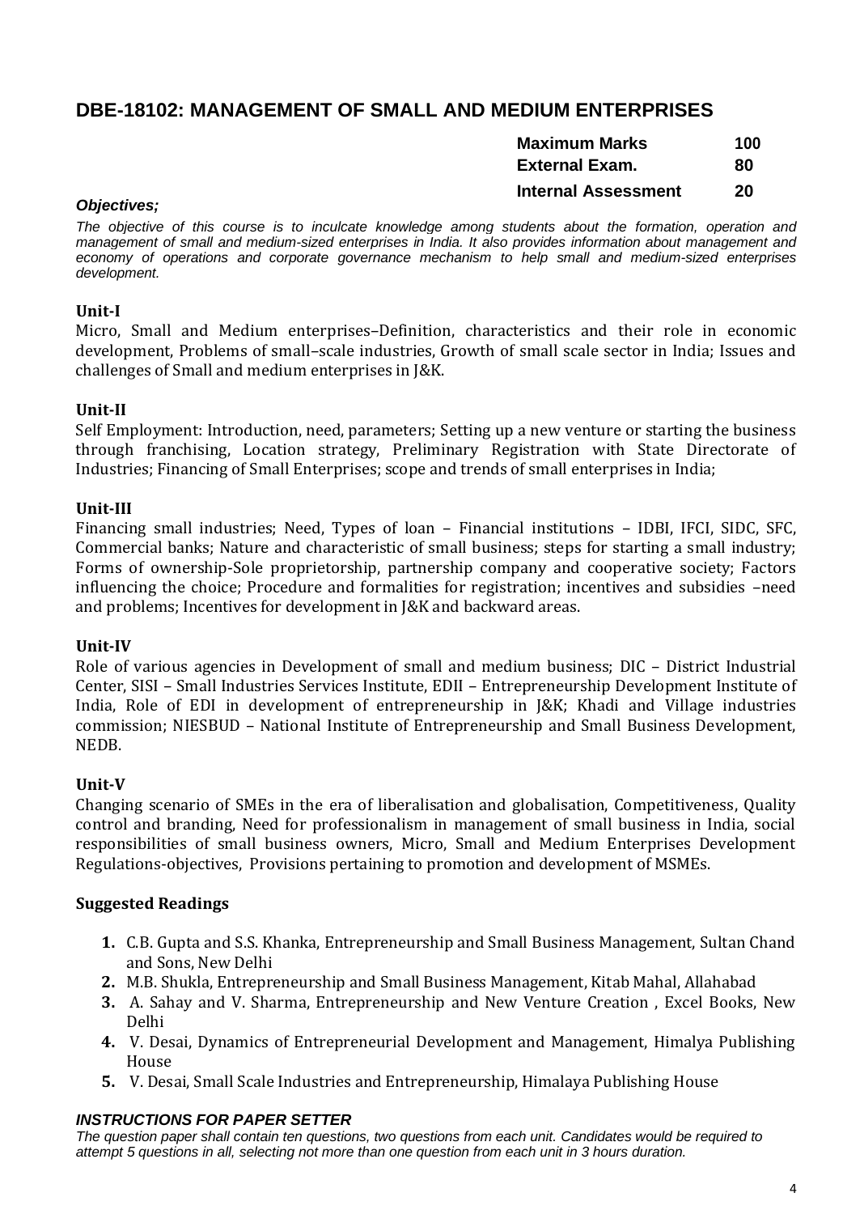## DBE-18102: MANAGEMENT OF SMALL AND MEDIUM ENTERPRISES

| | |
|---|---|
| **Maximum Marks** | **100** |
| **External Exam.** | **80** |
| **Internal Assessment** | **20** |

***Objectives;***

*The objective of this course is to inculcate knowledge among students about the formation, operation and management of small and medium-sized enterprises in India. It also provides information about management and economy of operations and corporate governance mechanism to help small and medium-sized enterprises development.*

**Unit-I**

Micro, Small and Medium enterprises–Definition, characteristics and their role in economic development, Problems of small–scale industries, Growth of small scale sector in India; Issues and challenges of Small and medium enterprises in J&K.

**Unit-II**

Self Employment: Introduction, need, parameters; Setting up a new venture or starting the business through franchising, Location strategy, Preliminary Registration with State Directorate of Industries; Financing of Small Enterprises; scope and trends of small enterprises in India;

**Unit-III**

Financing small industries; Need, Types of loan – Financial institutions – IDBI, IFCI, SIDC, SFC, Commercial banks; Nature and characteristic of small business; steps for starting a small industry; Forms of ownership-Sole proprietorship, partnership company and cooperative society; Factors influencing the choice; Procedure and formalities for registration; incentives and subsidies –need and problems; Incentives for development in J&K and backward areas.

**Unit-IV**

Role of various agencies in Development of small and medium business; DIC – District Industrial Center, SISI – Small Industries Services Institute, EDII – Entrepreneurship Development Institute of India, Role of EDI in development of entrepreneurship in J&K; Khadi and Village industries commission; NIESBUD – National Institute of Entrepreneurship and Small Business Development, NEDB.

**Unit-V**

Changing scenario of SMEs in the era of liberalisation and globalisation, Competitiveness, Quality control and branding, Need for professionalism in management of small business in India, social responsibilities of small business owners, Micro, Small and Medium Enterprises Development Regulations-objectives, Provisions pertaining to promotion and development of MSMEs.

**Suggested Readings**

1. C.B. Gupta and S.S. Khanka, Entrepreneurship and Small Business Management, Sultan Chand and Sons, New Delhi
2. M.B. Shukla, Entrepreneurship and Small Business Management, Kitab Mahal, Allahabad
3. A. Sahay and V. Sharma, Entrepreneurship and New Venture Creation , Excel Books, New Delhi
4. V. Desai, Dynamics of Entrepreneurial Development and Management, Himalya Publishing House
5. V. Desai, Small Scale Industries and Entrepreneurship, Himalaya Publishing House

***INSTRUCTIONS FOR PAPER SETTER***

*The question paper shall contain ten questions, two questions from each unit. Candidates would be required to attempt 5 questions in all, selecting not more than one question from each unit in 3 hours duration.*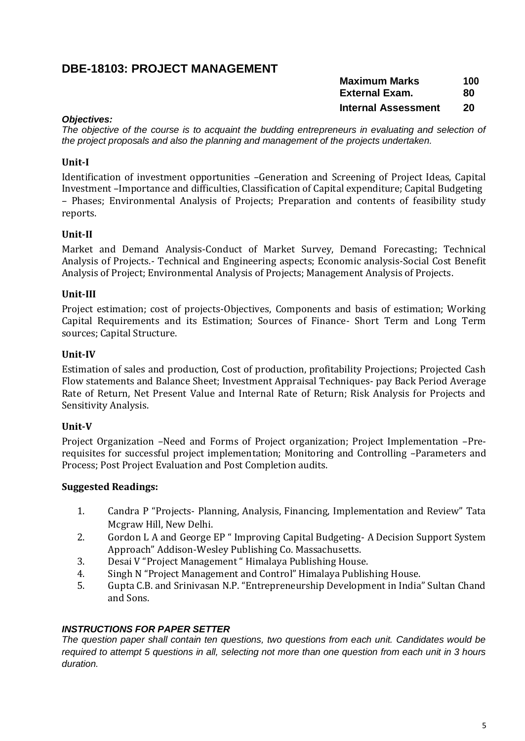## DBE-18103: PROJECT MANAGEMENT

| | |
|---|---|
| **Maximum Marks** | **100** |
| **External Exam.** | **80** |
| **Internal Assessment** | **20** |

***Objectives:***

*The objective of the course is to acquaint the budding entrepreneurs in evaluating and selection of the project proposals and also the planning and management of the projects undertaken.*

### Unit-I

Identification of investment opportunities –Generation and Screening of Project Ideas, Capital Investment –Importance and difficulties, Classification of Capital expenditure; Capital Budgeting – Phases; Environmental Analysis of Projects; Preparation and contents of feasibility study reports.

### Unit-II

Market and Demand Analysis-Conduct of Market Survey, Demand Forecasting; Technical Analysis of Projects.- Technical and Engineering aspects; Economic analysis-Social Cost Benefit Analysis of Project; Environmental Analysis of Projects; Management Analysis of Projects.

### Unit-III

Project estimation; cost of projects-Objectives, Components and basis of estimation; Working Capital Requirements and its Estimation; Sources of Finance- Short Term and Long Term sources; Capital Structure.

### Unit-IV

Estimation of sales and production, Cost of production, profitability Projections; Projected Cash Flow statements and Balance Sheet; Investment Appraisal Techniques- pay Back Period Average Rate of Return, Net Present Value and Internal Rate of Return; Risk Analysis for Projects and Sensitivity Analysis.

### Unit-V

Project Organization –Need and Forms of Project organization; Project Implementation –Pre-requisites for successful project implementation; Monitoring and Controlling –Parameters and Process; Post Project Evaluation and Post Completion audits.

### Suggested Readings:

1. Candra P "Projects- Planning, Analysis, Financing, Implementation and Review" Tata Mcgraw Hill, New Delhi.
2. Gordon L A and George EP " Improving Capital Budgeting- A Decision Support System Approach" Addison-Wesley Publishing Co. Massachusetts.
3. Desai V "Project Management " Himalaya Publishing House.
4. Singh N "Project Management and Control" Himalaya Publishing House.
5. Gupta C.B. and Srinivasan N.P. "Entrepreneurship Development in India" Sultan Chand and Sons.

***INSTRUCTIONS FOR PAPER SETTER***

*The question paper shall contain ten questions, two questions from each unit. Candidates would be required to attempt 5 questions in all, selecting not more than one question from each unit in 3 hours duration.*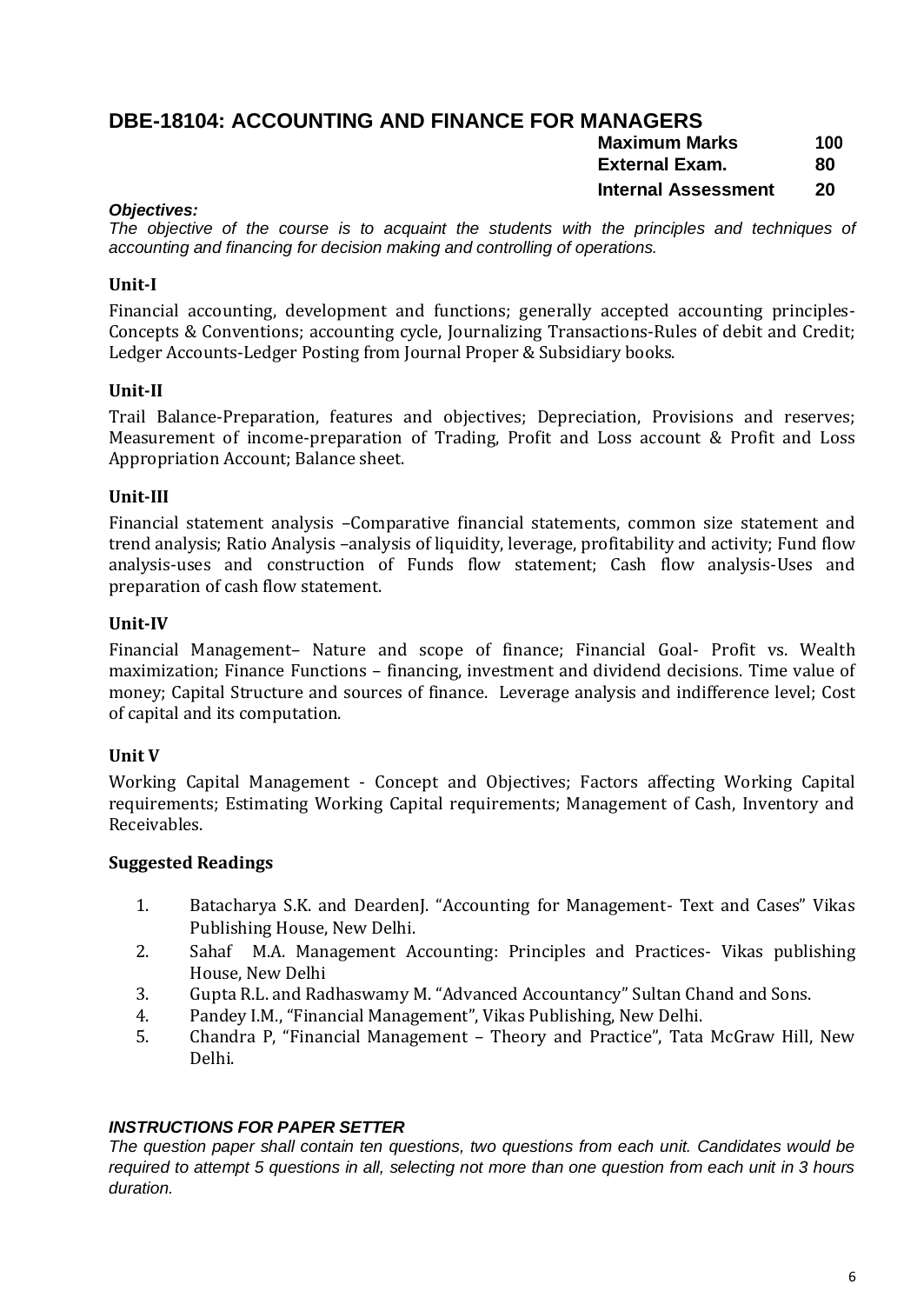## DBE-18104: ACCOUNTING AND FINANCE FOR MANAGERS

| | |
|---|---|
| **Maximum Marks** | **100** |
| **External Exam.** | **80** |
| **Internal Assessment** | **20** |

***Objectives:***

*The objective of the course is to acquaint the students with the principles and techniques of accounting and financing for decision making and controlling of operations.*

### Unit-I

Financial accounting, development and functions; generally accepted accounting principles-Concepts & Conventions; accounting cycle, Journalizing Transactions-Rules of debit and Credit; Ledger Accounts-Ledger Posting from Journal Proper & Subsidiary books.

### Unit-II

Trail Balance-Preparation, features and objectives; Depreciation, Provisions and reserves; Measurement of income-preparation of Trading, Profit and Loss account & Profit and Loss Appropriation Account; Balance sheet.

### Unit-III

Financial statement analysis –Comparative financial statements, common size statement and trend analysis; Ratio Analysis –analysis of liquidity, leverage, profitability and activity; Fund flow analysis-uses and construction of Funds flow statement; Cash flow analysis-Uses and preparation of cash flow statement.

### Unit-IV

Financial Management– Nature and scope of finance; Financial Goal- Profit vs. Wealth maximization; Finance Functions – financing, investment and dividend decisions. Time value of money; Capital Structure and sources of finance. Leverage analysis and indifference level; Cost of capital and its computation.

### Unit V

Working Capital Management - Concept and Objectives; Factors affecting Working Capital requirements; Estimating Working Capital requirements; Management of Cash, Inventory and Receivables.

### Suggested Readings

1. Batacharya S.K. and DeardenJ. "Accounting for Management- Text and Cases" Vikas Publishing House, New Delhi.
2. Sahaf M.A. Management Accounting: Principles and Practices- Vikas publishing House, New Delhi
3. Gupta R.L. and Radhaswamy M. "Advanced Accountancy" Sultan Chand and Sons.
4. Pandey I.M., "Financial Management", Vikas Publishing, New Delhi.
5. Chandra P, "Financial Management – Theory and Practice", Tata McGraw Hill, New Delhi.

***INSTRUCTIONS FOR PAPER SETTER***

*The question paper shall contain ten questions, two questions from each unit. Candidates would be required to attempt 5 questions in all, selecting not more than one question from each unit in 3 hours duration.*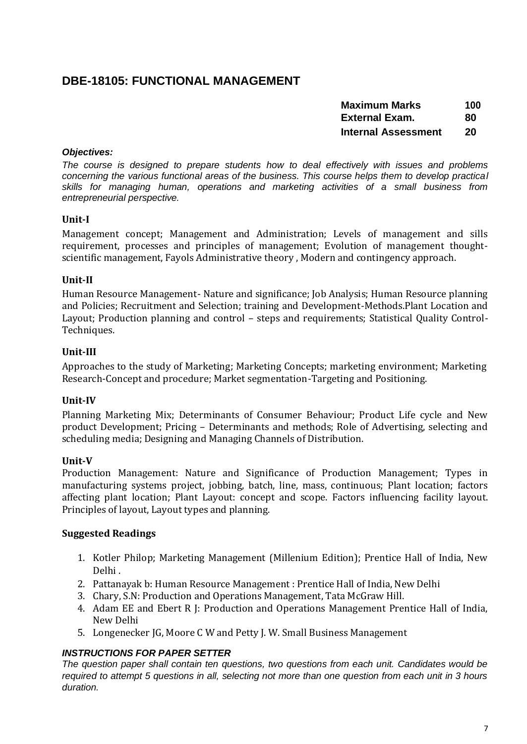## DBE-18105: FUNCTIONAL MANAGEMENT

| | |
|---|---|
| **Maximum Marks** | **100** |
| **External Exam.** | **80** |
| **Internal Assessment** | **20** |

***Objectives:***

*The course is designed to prepare students how to deal effectively with issues and problems concerning the various functional areas of the business. This course helps them to develop practical skills for managing human, operations and marketing activities of a small business from entrepreneurial perspective.*

### Unit-I

Management concept; Management and Administration; Levels of management and sills requirement, processes and principles of management; Evolution of management thought-scientific management, Fayols Administrative theory , Modern and contingency approach.

### Unit-II

Human Resource Management- Nature and significance; Job Analysis; Human Resource planning and Policies; Recruitment and Selection; training and Development-Methods.Plant Location and Layout; Production planning and control – steps and requirements; Statistical Quality Control-Techniques.

### Unit-III

Approaches to the study of Marketing; Marketing Concepts; marketing environment; Marketing Research-Concept and procedure; Market segmentation-Targeting and Positioning.

### Unit-IV

Planning Marketing Mix; Determinants of Consumer Behaviour; Product Life cycle and New product Development; Pricing – Determinants and methods; Role of Advertising, selecting and scheduling media; Designing and Managing Channels of Distribution.

### Unit-V

Production Management: Nature and Significance of Production Management; Types in manufacturing systems project, jobbing, batch, line, mass, continuous; Plant location; factors affecting plant location; Plant Layout: concept and scope. Factors influencing facility layout. Principles of layout, Layout types and planning.

### Suggested Readings

1. Kotler Philop; Marketing Management (Millenium Edition); Prentice Hall of India, New Delhi .
2. Pattanayak b: Human Resource Management : Prentice Hall of India, New Delhi
3. Chary, S.N: Production and Operations Management, Tata McGraw Hill.
4. Adam EE and Ebert R J: Production and Operations Management Prentice Hall of India, New Delhi
5. Longenecker JG, Moore C W and Petty J. W. Small Business Management

***INSTRUCTIONS FOR PAPER SETTER***

*The question paper shall contain ten questions, two questions from each unit. Candidates would be required to attempt 5 questions in all, selecting not more than one question from each unit in 3 hours duration.*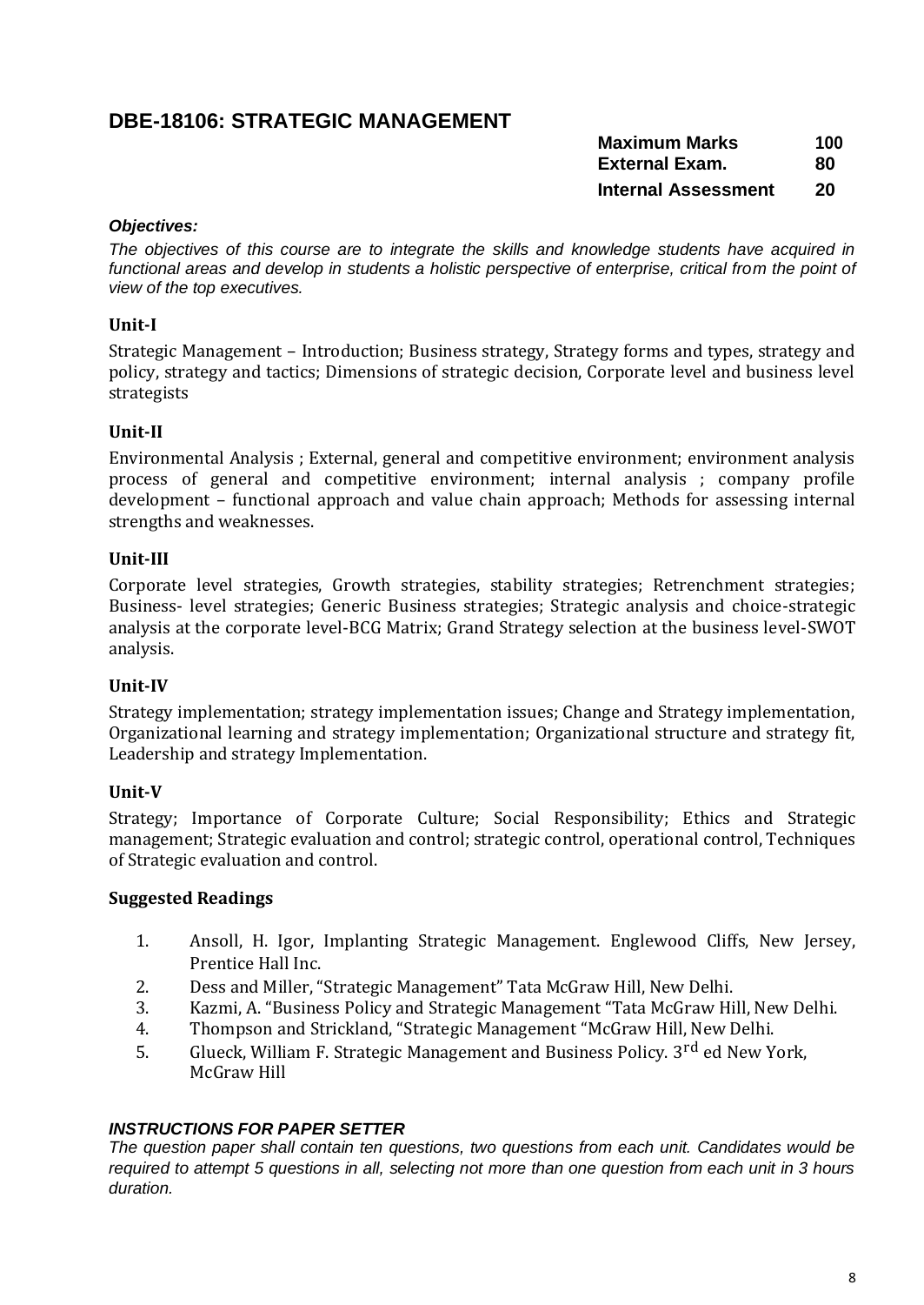## DBE-18106: STRATEGIC MANAGEMENT

| | |
|---|---|
| **Maximum Marks** | **100** |
| **External Exam.** | **80** |
| **Internal Assessment** | **20** |

***Objectives:***

*The objectives of this course are to integrate the skills and knowledge students have acquired in functional areas and develop in students a holistic perspective of enterprise, critical from the point of view of the top executives.*

### Unit-I

Strategic Management – Introduction; Business strategy, Strategy forms and types, strategy and policy, strategy and tactics; Dimensions of strategic decision, Corporate level and business level strategists

### Unit-II

Environmental Analysis ; External, general and competitive environment; environment analysis process of general and competitive environment; internal analysis ; company profile development – functional approach and value chain approach; Methods for assessing internal strengths and weaknesses.

### Unit-III

Corporate level strategies, Growth strategies, stability strategies; Retrenchment strategies; Business- level strategies; Generic Business strategies; Strategic analysis and choice-strategic analysis at the corporate level-BCG Matrix; Grand Strategy selection at the business level-SWOT analysis.

### Unit-IV

Strategy implementation; strategy implementation issues; Change and Strategy implementation, Organizational learning and strategy implementation; Organizational structure and strategy fit, Leadership and strategy Implementation.

### Unit-V

Strategy; Importance of Corporate Culture; Social Responsibility; Ethics and Strategic management; Strategic evaluation and control; strategic control, operational control, Techniques of Strategic evaluation and control.

### Suggested Readings

1. Ansoll, H. Igor, Implanting Strategic Management. Englewood Cliffs, New Jersey, Prentice Hall Inc.
2. Dess and Miller, "Strategic Management" Tata McGraw Hill, New Delhi.
3. Kazmi, A. "Business Policy and Strategic Management "Tata McGraw Hill, New Delhi.
4. Thompson and Strickland, "Strategic Management "McGraw Hill, New Delhi.
5. Glueck, William F. Strategic Management and Business Policy. 3rd ed New York, McGraw Hill

***INSTRUCTIONS FOR PAPER SETTER***

*The question paper shall contain ten questions, two questions from each unit. Candidates would be required to attempt 5 questions in all, selecting not more than one question from each unit in 3 hours duration.*